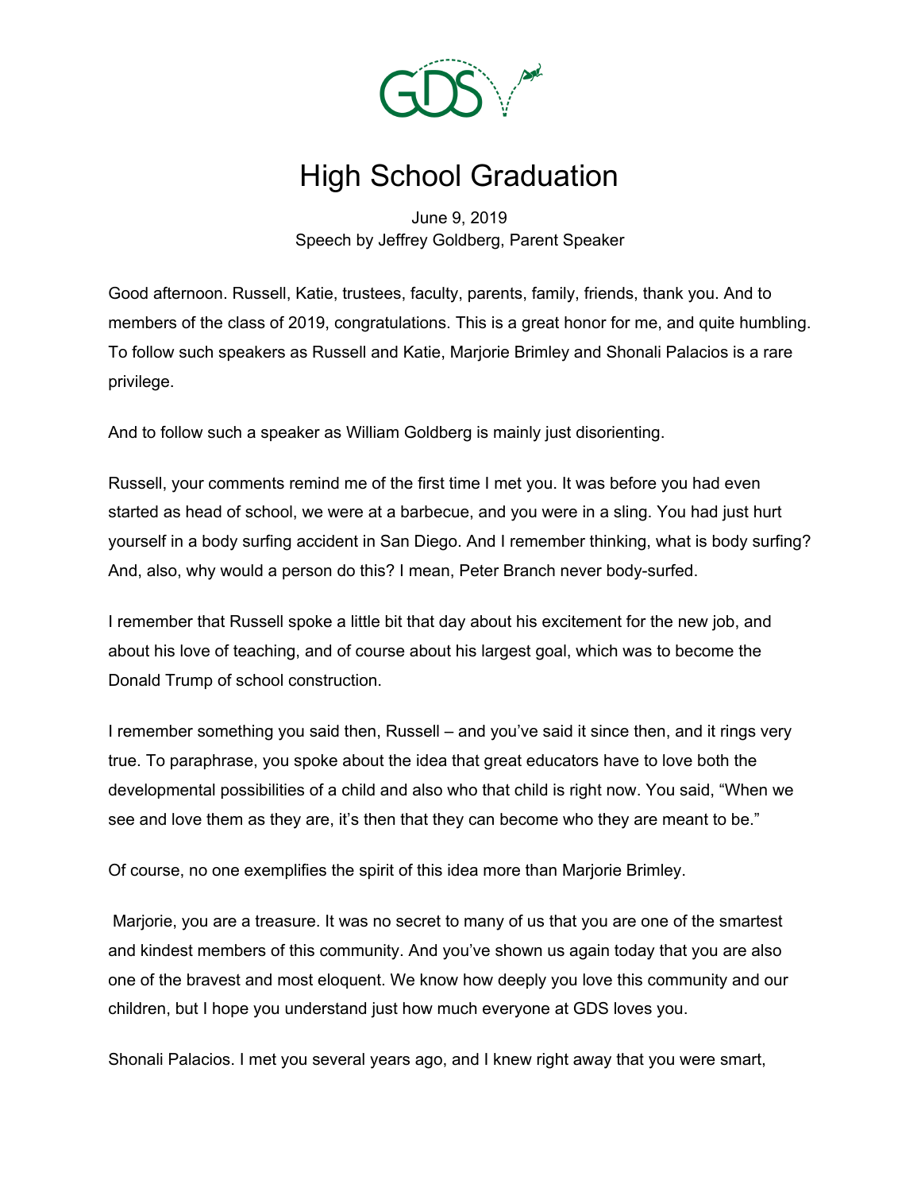# High School Graduation

June 9, 2019
Speech by Jeffrey Goldberg, Parent Speaker

Good afternoon. Russell, Katie, trustees, faculty, parents, family, friends, thank you. And to members of the class of 2019, congratulations. This is a great honor for me, and quite humbling. To follow such speakers as Russell and Katie, Marjorie Brimley and Shonali Palacios is a rare privilege.

And to follow such a speaker as William Goldberg is mainly just disorienting.

Russell, your comments remind me of the first time I met you. It was before you had even started as head of school, we were at a barbecue, and you were in a sling. You had just hurt yourself in a body surfing accident in San Diego. And I remember thinking, what is body surfing? And, also, why would a person do this? I mean, Peter Branch never body-surfed.

I remember that Russell spoke a little bit that day about his excitement for the new job, and about his love of teaching, and of course about his largest goal, which was to become the Donald Trump of school construction.

I remember something you said then, Russell – and you've said it since then, and it rings very true. To paraphrase, you spoke about the idea that great educators have to love both the developmental possibilities of a child and also who that child is right now. You said, "When we see and love them as they are, it's then that they can become who they are meant to be."

Of course, no one exemplifies the spirit of this idea more than Marjorie Brimley.

Marjorie, you are a treasure. It was no secret to many of us that you are one of the smartest and kindest members of this community. And you've shown us again today that you are also one of the bravest and most eloquent. We know how deeply you love this community and our children, but I hope you understand just how much everyone at GDS loves you.

Shonali Palacios. I met you several years ago, and I knew right away that you were smart,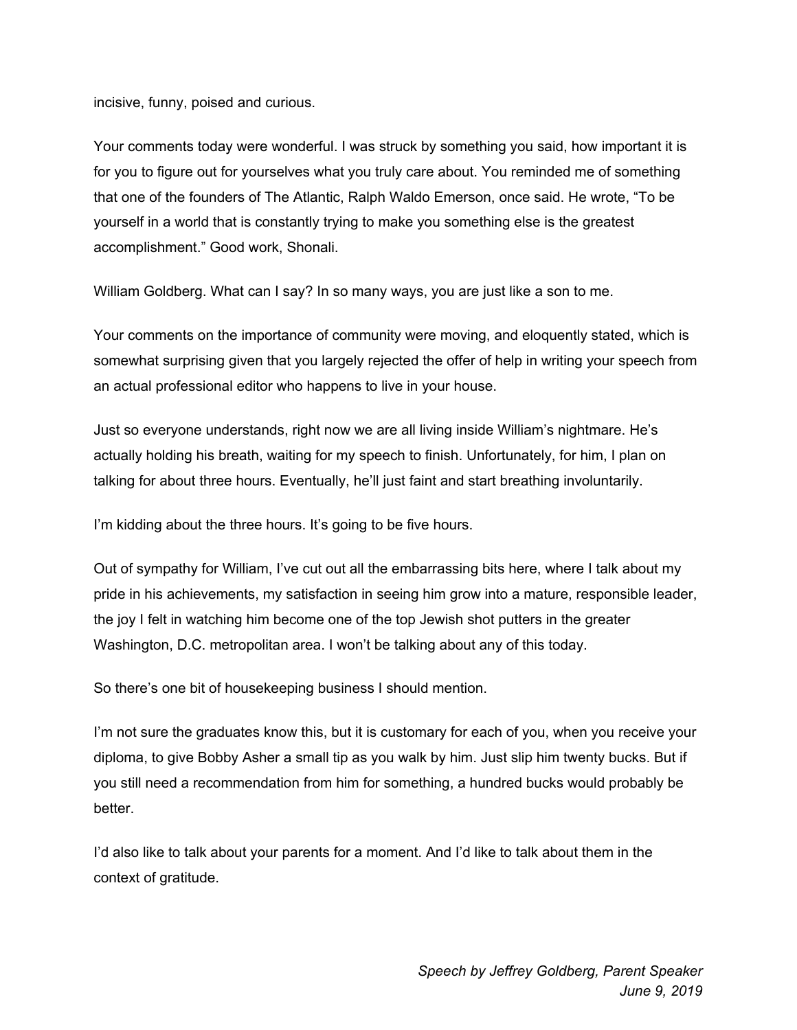incisive, funny, poised and curious.

Your comments today were wonderful. I was struck by something you said, how important it is for you to figure out for yourselves what you truly care about. You reminded me of something that one of the founders of The Atlantic, Ralph Waldo Emerson, once said. He wrote, “To be yourself in a world that is constantly trying to make you something else is the greatest accomplishment.” Good work, Shonali.

William Goldberg. What can I say? In so many ways, you are just like a son to me.

Your comments on the importance of community were moving, and eloquently stated, which is somewhat surprising given that you largely rejected the offer of help in writing your speech from an actual professional editor who happens to live in your house.

Just so everyone understands, right now we are all living inside William’s nightmare. He’s actually holding his breath, waiting for my speech to finish. Unfortunately, for him, I plan on talking for about three hours. Eventually, he’ll just faint and start breathing involuntarily.

I’m kidding about the three hours. It’s going to be five hours.

Out of sympathy for William, I’ve cut out all the embarrassing bits here, where I talk about my pride in his achievements, my satisfaction in seeing him grow into a mature, responsible leader, the joy I felt in watching him become one of the top Jewish shot putters in the greater Washington, D.C. metropolitan area. I won’t be talking about any of this today.

So there’s one bit of housekeeping business I should mention.

I’m not sure the graduates know this, but it is customary for each of you, when you receive your diploma, to give Bobby Asher a small tip as you walk by him. Just slip him twenty bucks. But if you still need a recommendation from him for something, a hundred bucks would probably be better.

I’d also like to talk about your parents for a moment. And I’d like to talk about them in the context of gratitude.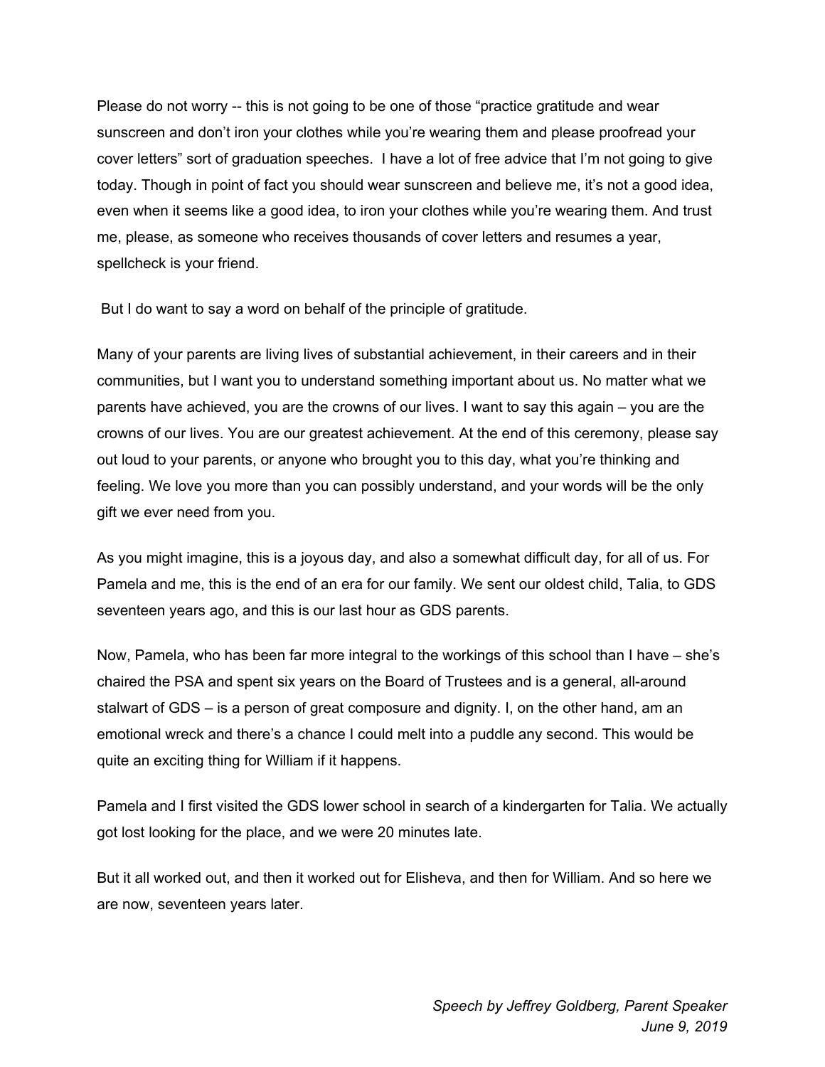Please do not worry -- this is not going to be one of those "practice gratitude and wear sunscreen and don't iron your clothes while you're wearing them and please proofread your cover letters" sort of graduation speeches. I have a lot of free advice that I'm not going to give today. Though in point of fact you should wear sunscreen and believe me, it's not a good idea, even when it seems like a good idea, to iron your clothes while you're wearing them. And trust me, please, as someone who receives thousands of cover letters and resumes a year, spellcheck is your friend.

But I do want to say a word on behalf of the principle of gratitude.

Many of your parents are living lives of substantial achievement, in their careers and in their communities, but I want you to understand something important about us. No matter what we parents have achieved, you are the crowns of our lives. I want to say this again – you are the crowns of our lives. You are our greatest achievement. At the end of this ceremony, please say out loud to your parents, or anyone who brought you to this day, what you're thinking and feeling. We love you more than you can possibly understand, and your words will be the only gift we ever need from you.

As you might imagine, this is a joyous day, and also a somewhat difficult day, for all of us. For Pamela and me, this is the end of an era for our family. We sent our oldest child, Talia, to GDS seventeen years ago, and this is our last hour as GDS parents.

Now, Pamela, who has been far more integral to the workings of this school than I have – she's chaired the PSA and spent six years on the Board of Trustees and is a general, all-around stalwart of GDS – is a person of great composure and dignity. I, on the other hand, am an emotional wreck and there's a chance I could melt into a puddle any second. This would be quite an exciting thing for William if it happens.

Pamela and I first visited the GDS lower school in search of a kindergarten for Talia. We actually got lost looking for the place, and we were 20 minutes late.

But it all worked out, and then it worked out for Elisheva, and then for William. And so here we are now, seventeen years later.

*Speech by Jeffrey Goldberg, Parent Speaker*
*June 9, 2019*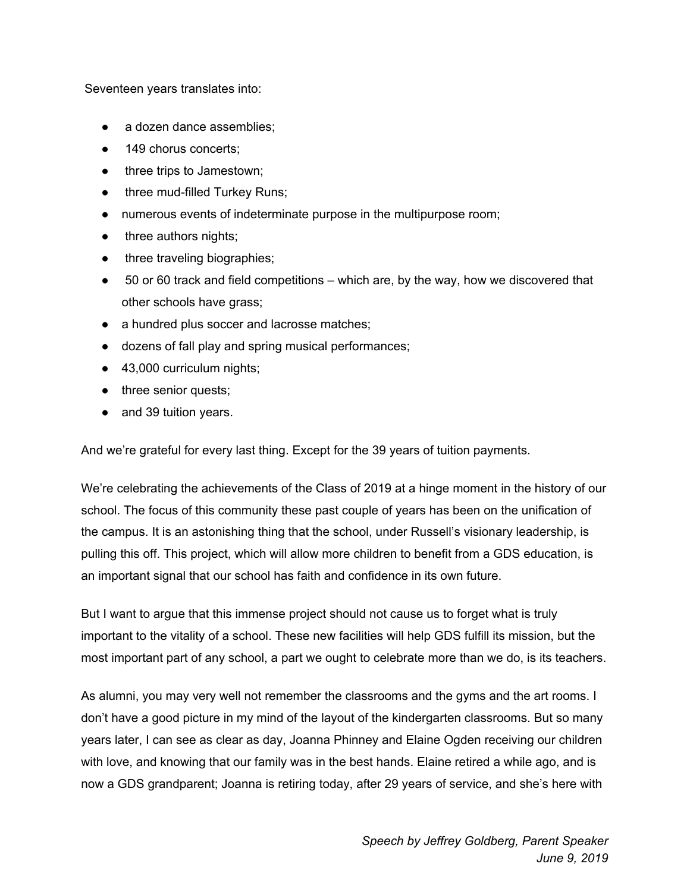Seventeen years translates into:

- a dozen dance assemblies;
- 149 chorus concerts;
- three trips to Jamestown;
- three mud-filled Turkey Runs;
- numerous events of indeterminate purpose in the multipurpose room;
- three authors nights;
- three traveling biographies;
- 50 or 60 track and field competitions – which are, by the way, how we discovered that other schools have grass;
- a hundred plus soccer and lacrosse matches;
- dozens of fall play and spring musical performances;
- 43,000 curriculum nights;
- three senior quests;
- and 39 tuition years.

And we're grateful for every last thing. Except for the 39 years of tuition payments.

We're celebrating the achievements of the Class of 2019 at a hinge moment in the history of our school. The focus of this community these past couple of years has been on the unification of the campus. It is an astonishing thing that the school, under Russell's visionary leadership, is pulling this off. This project, which will allow more children to benefit from a GDS education, is an important signal that our school has faith and confidence in its own future.

But I want to argue that this immense project should not cause us to forget what is truly important to the vitality of a school. These new facilities will help GDS fulfill its mission, but the most important part of any school, a part we ought to celebrate more than we do, is its teachers.

As alumni, you may very well not remember the classrooms and the gyms and the art rooms. I don't have a good picture in my mind of the layout of the kindergarten classrooms. But so many years later, I can see as clear as day, Joanna Phinney and Elaine Ogden receiving our children with love, and knowing that our family was in the best hands. Elaine retired a while ago, and is now a GDS grandparent; Joanna is retiring today, after 29 years of service, and she's here with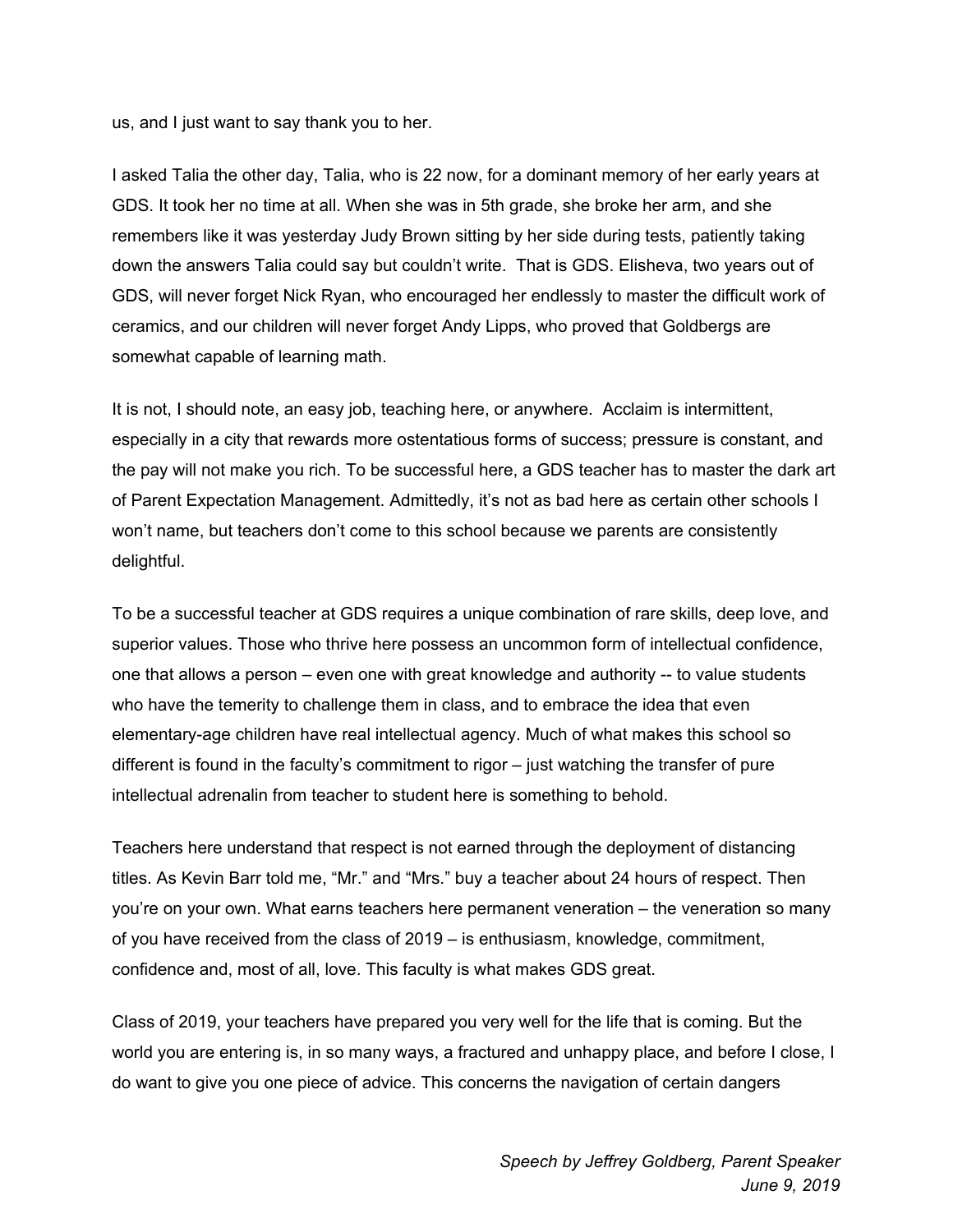us, and I just want to say thank you to her.

I asked Talia the other day, Talia, who is 22 now, for a dominant memory of her early years at GDS. It took her no time at all. When she was in 5th grade, she broke her arm, and she remembers like it was yesterday Judy Brown sitting by her side during tests, patiently taking down the answers Talia could say but couldn't write. That is GDS. Elisheva, two years out of GDS, will never forget Nick Ryan, who encouraged her endlessly to master the difficult work of ceramics, and our children will never forget Andy Lipps, who proved that Goldbergs are somewhat capable of learning math.

It is not, I should note, an easy job, teaching here, or anywhere. Acclaim is intermittent, especially in a city that rewards more ostentatious forms of success; pressure is constant, and the pay will not make you rich. To be successful here, a GDS teacher has to master the dark art of Parent Expectation Management. Admittedly, it's not as bad here as certain other schools I won't name, but teachers don't come to this school because we parents are consistently delightful.

To be a successful teacher at GDS requires a unique combination of rare skills, deep love, and superior values. Those who thrive here possess an uncommon form of intellectual confidence, one that allows a person – even one with great knowledge and authority -- to value students who have the temerity to challenge them in class, and to embrace the idea that even elementary-age children have real intellectual agency. Much of what makes this school so different is found in the faculty's commitment to rigor – just watching the transfer of pure intellectual adrenalin from teacher to student here is something to behold.

Teachers here understand that respect is not earned through the deployment of distancing titles. As Kevin Barr told me, "Mr." and "Mrs." buy a teacher about 24 hours of respect. Then you're on your own. What earns teachers here permanent veneration – the veneration so many of you have received from the class of 2019 – is enthusiasm, knowledge, commitment, confidence and, most of all, love. This faculty is what makes GDS great.

Class of 2019, your teachers have prepared you very well for the life that is coming. But the world you are entering is, in so many ways, a fractured and unhappy place, and before I close, I do want to give you one piece of advice. This concerns the navigation of certain dangers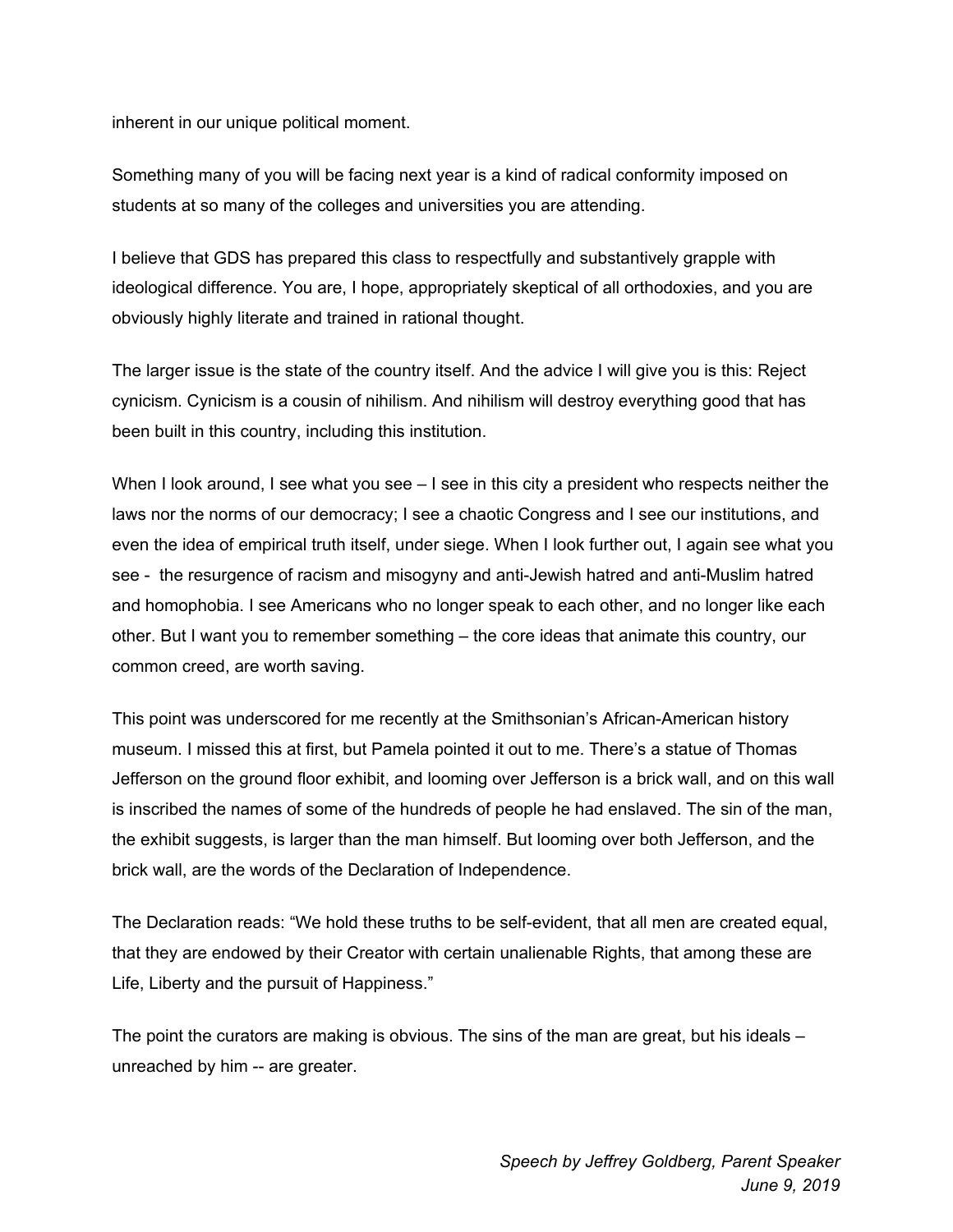inherent in our unique political moment.

Something many of you will be facing next year is a kind of radical conformity imposed on students at so many of the colleges and universities you are attending.

I believe that GDS has prepared this class to respectfully and substantively grapple with ideological difference. You are, I hope, appropriately skeptical of all orthodoxies, and you are obviously highly literate and trained in rational thought.

The larger issue is the state of the country itself. And the advice I will give you is this: Reject cynicism. Cynicism is a cousin of nihilism. And nihilism will destroy everything good that has been built in this country, including this institution.

When I look around, I see what you see – I see in this city a president who respects neither the laws nor the norms of our democracy; I see a chaotic Congress and I see our institutions, and even the idea of empirical truth itself, under siege. When I look further out, I again see what you see - the resurgence of racism and misogyny and anti-Jewish hatred and anti-Muslim hatred and homophobia. I see Americans who no longer speak to each other, and no longer like each other. But I want you to remember something – the core ideas that animate this country, our common creed, are worth saving.

This point was underscored for me recently at the Smithsonian's African-American history museum. I missed this at first, but Pamela pointed it out to me. There's a statue of Thomas Jefferson on the ground floor exhibit, and looming over Jefferson is a brick wall, and on this wall is inscribed the names of some of the hundreds of people he had enslaved. The sin of the man, the exhibit suggests, is larger than the man himself. But looming over both Jefferson, and the brick wall, are the words of the Declaration of Independence.

The Declaration reads: "We hold these truths to be self-evident, that all men are created equal, that they are endowed by their Creator with certain unalienable Rights, that among these are Life, Liberty and the pursuit of Happiness."

The point the curators are making is obvious. The sins of the man are great, but his ideals – unreached by him -- are greater.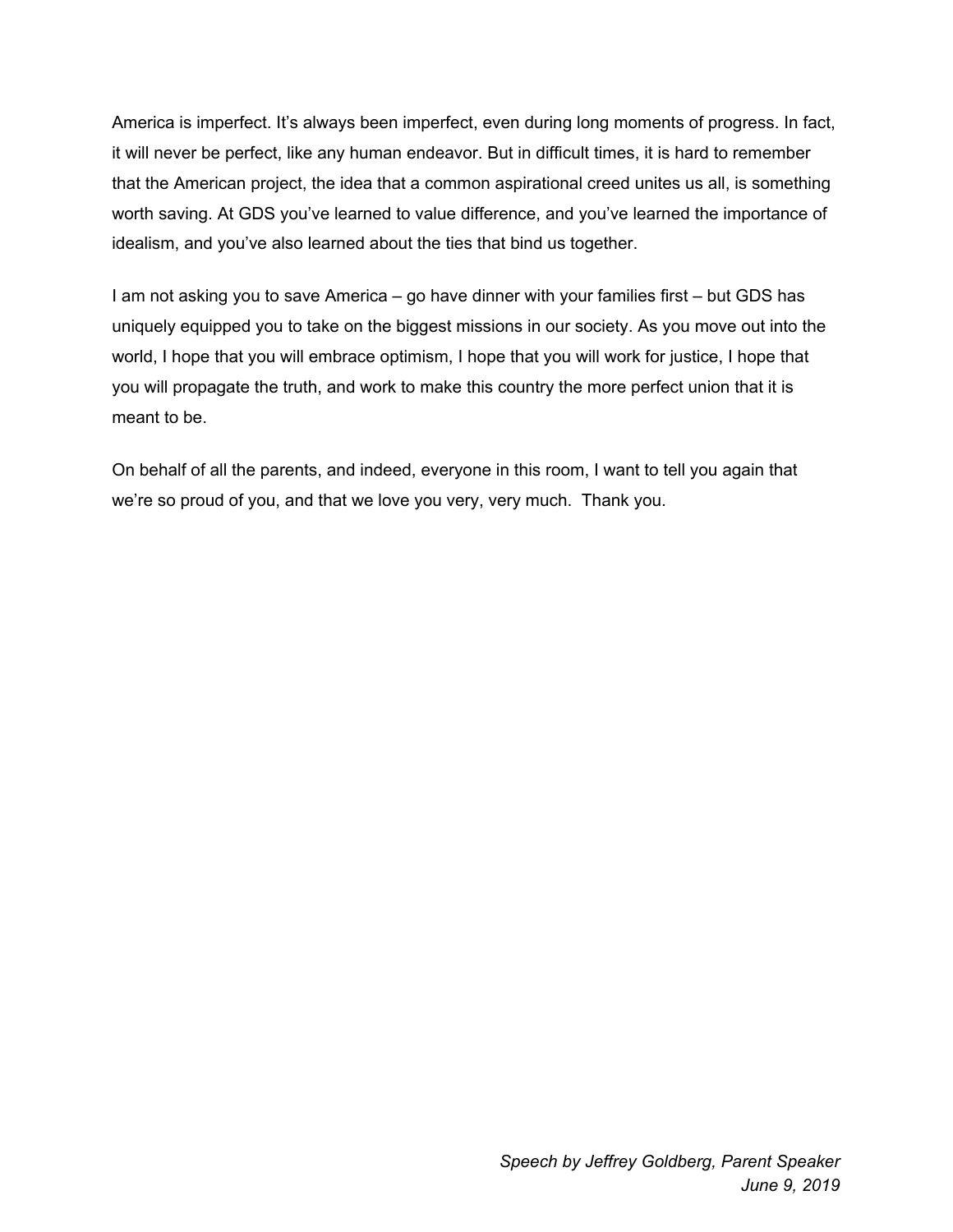America is imperfect. It's always been imperfect, even during long moments of progress. In fact, it will never be perfect, like any human endeavor. But in difficult times, it is hard to remember that the American project, the idea that a common aspirational creed unites us all, is something worth saving. At GDS you've learned to value difference, and you've learned the importance of idealism, and you've also learned about the ties that bind us together.

I am not asking you to save America – go have dinner with your families first – but GDS has uniquely equipped you to take on the biggest missions in our society. As you move out into the world, I hope that you will embrace optimism, I hope that you will work for justice, I hope that you will propagate the truth, and work to make this country the more perfect union that it is meant to be.

On behalf of all the parents, and indeed, everyone in this room, I want to tell you again that we're so proud of you, and that we love you very, very much. Thank you.

*Speech by Jeffrey Goldberg, Parent Speaker*
*June 9, 2019*